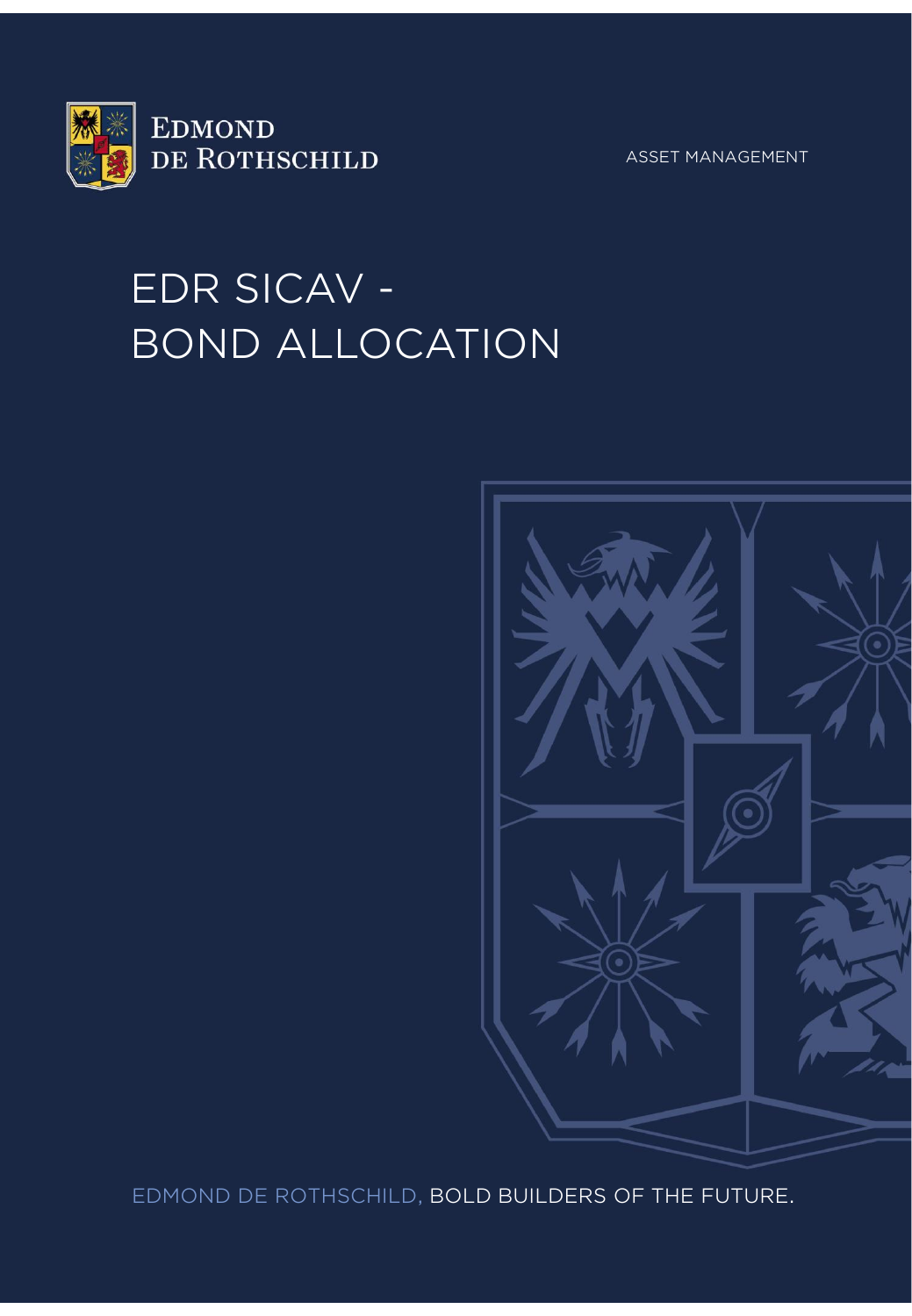EDMOND DE ROTHSCHILD

ASSET MANAGEMENT

# EDR SICAV - BOND ALLOCATION

EDMOND DE ROTHSCHILD, BOLD BUILDERS OF THE FUTURE.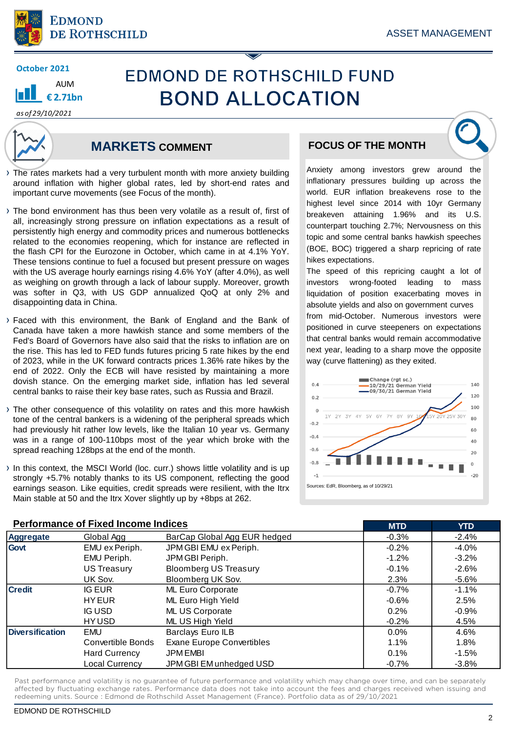October 2021

AUM
**€ 2.71bn**

*as of 29/10/2021*

# EDMOND DE ROTHSCHILD FUND
# BOND ALLOCATION

## MARKETS COMMENT

- The rates markets had a very turbulent month with more anxiety building around inflation with higher global rates, led by short-end rates and important curve movements (see Focus of the month).
- The bond environment has thus been very volatile as a result of, first of all, increasingly strong pressure on inflation expectations as a result of persistently high energy and commodity prices and numerous bottlenecks related to the economies reopening, which for instance are reflected in the flash CPI for the Eurozone in October, which came in at 4.1% YoY. These tensions continue to fuel a focused but present pressure on wages with the US average hourly earnings rising 4.6% YoY (after 4.0%), as well as weighing on growth through a lack of labour supply. Moreover, growth was softer in Q3, with US GDP annualized QoQ at only 2% and disappointing data in China.
- Faced with this environment, the Bank of England and the Bank of Canada have taken a more hawkish stance and some members of the Fed's Board of Governors have also said that the risks to inflation are on the rise. This has led to FED funds futures pricing 5 rate hikes by the end of 2023, while in the UK forward contracts prices 1.36% rate hikes by the end of 2022. Only the ECB will have resisted by maintaining a more dovish stance. On the emerging market side, inflation has led several central banks to raise their key base rates, such as Russia and Brazil.
- The other consequence of this volatility on rates and this more hawkish tone of the central bankers is a widening of the peripheral spreads which had previously hit rather low levels, like the Italian 10 year vs. Germany was in a range of 100-110bps most of the year which broke with the spread reaching 128bps at the end of the month.
- In this context, the MSCI World (loc. curr.) shows little volatility and is up strongly +5.7% notably thanks to its US component, reflecting the good earnings season. Like equities, credit spreads were resilient, with the Itrx Main stable at 50 and the Itrx Xover slightly up by +8bps at 262.

## FOCUS OF THE MONTH

Anxiety among investors grew around the inflationary pressures building up across the world. EUR inflation breakevens rose to the highest level since 2014 with 10yr Germany breakeven attaining 1.96% and its U.S. counterpart touching 2.7%; Nervousness on this topic and some central banks hawkish speeches (BOE, BOC) triggered a sharp repricing of rate hikes expectations.

The speed of this repricing caught a lot of investors wrong-footed leading to mass liquidation of position exacerbating moves in absolute yields and also on government curves from mid-October. Numerous investors were positioned in curve steepeners on expectations that central banks would remain accommodative next year, leading to a sharp move the opposite way (curve flattening) as they exited.

Sources: EdR, Bloomberg, as of 10/29/21

### Performance of Fixed Income Indices

| | | | MTD | YTD |
|---|---|---|---|---|
| **Aggregate** | Global Agg | BarCap Global Agg EUR hedged | -0.3% | -2.4% |
| **Govt** | EMU ex Periph. | JPM GBI EMU ex Periph. | -0.2% | -4.0% |
| | EMU Periph. | JPM GBI Periph. | -1.2% | -3.2% |
| | US Treasury | Bloomberg US Treasury | -0.1% | -2.6% |
| | UK Sov. | Bloomberg UK Sov. | 2.3% | -5.6% |
| **Credit** | IG EUR | ML Euro Corporate | -0.7% | -1.1% |
| | HY EUR | ML Euro High Yield | -0.6% | 2.5% |
| | IG USD | ML US Corporate | 0.2% | -0.9% |
| | HY USD | ML US High Yield | -0.2% | 4.5% |
| **Diversification** | EMU | Barclays Euro ILB | 0.0% | 4.6% |
| | Convertible Bonds | Exane Europe Convertibles | 1.1% | 1.8% |
| | Hard Currency | JPM EMBI | 0.1% | -1.5% |
| | Local Currency | JPM GBI EM unhedged USD | -0.7% | -3.8% |

Past performance and volatility is no guarantee of future performance and volatility which may change over time, and can be separately affected by fluctuating exchange rates. Performance data does not take into account the fees and charges received when issuing and redeeming units. Source : Edmond de Rothschild Asset Management (France). Portfolio data as of 29/10/2021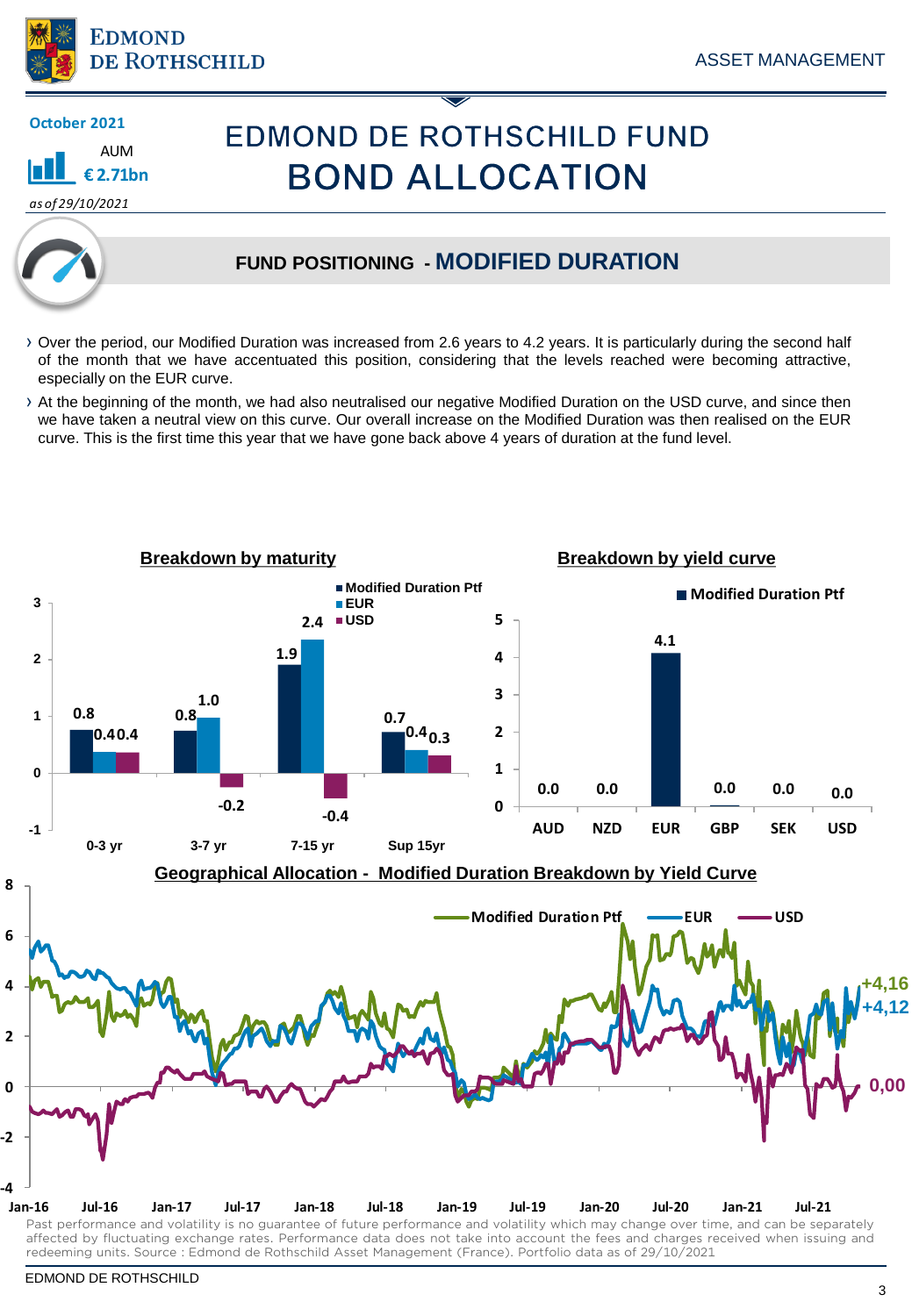October 2021

AUM

€ 2.71bn

*as of 29/10/2021*

# EDMOND DE ROTHSCHILD FUND
# BOND ALLOCATION

## FUND POSITIONING - MODIFIED DURATION

- Over the period, our Modified Duration was increased from 2.6 years to 4.2 years. It is particularly during the second half of the month that we have accentuated this position, considering that the levels reached were becoming attractive, especially on the EUR curve.
- At the beginning of the month, we had also neutralised our negative Modified Duration on the USD curve, and since then we have taken a neutral view on this curve. Our overall increase on the Modified Duration was then realised on the EUR curve. This is the first time this year that we have gone back above 4 years of duration at the fund level.

### Breakdown by maturity

| | Modified Duration Ptf | EUR | USD |
|---|---|---|---|
| 0-3 yr | 0.8 | 0.4 | 0.4 |
| 3-7 yr | 0.8 | 1.0 | -0.2 |
| 7-15 yr | 1.9 | 2.4 | -0.4 |
| Sup 15yr | 0.7 | 0.4 | 0.3 |

### Breakdown by yield curve

| | Modified Duration Ptf |
|---|---|
| AUD | 0.0 |
| NZD | 0.0 |
| EUR | 4.1 |
| GBP | 0.0 |
| SEK | 0.0 |
| USD | 0.0 |

### Geographical Allocation - Modified Duration Breakdown by Yield Curve

Modified Duration Ptf: +4,16 — EUR: +4,12 — USD: 0,00

Past performance and volatility is no guarantee of future performance and volatility which may change over time, and can be separately affected by fluctuating exchange rates. Performance data does not take into account the fees and charges received when issuing and redeeming units. Source : Edmond de Rothschild Asset Management (France). Portfolio data as of 29/10/2021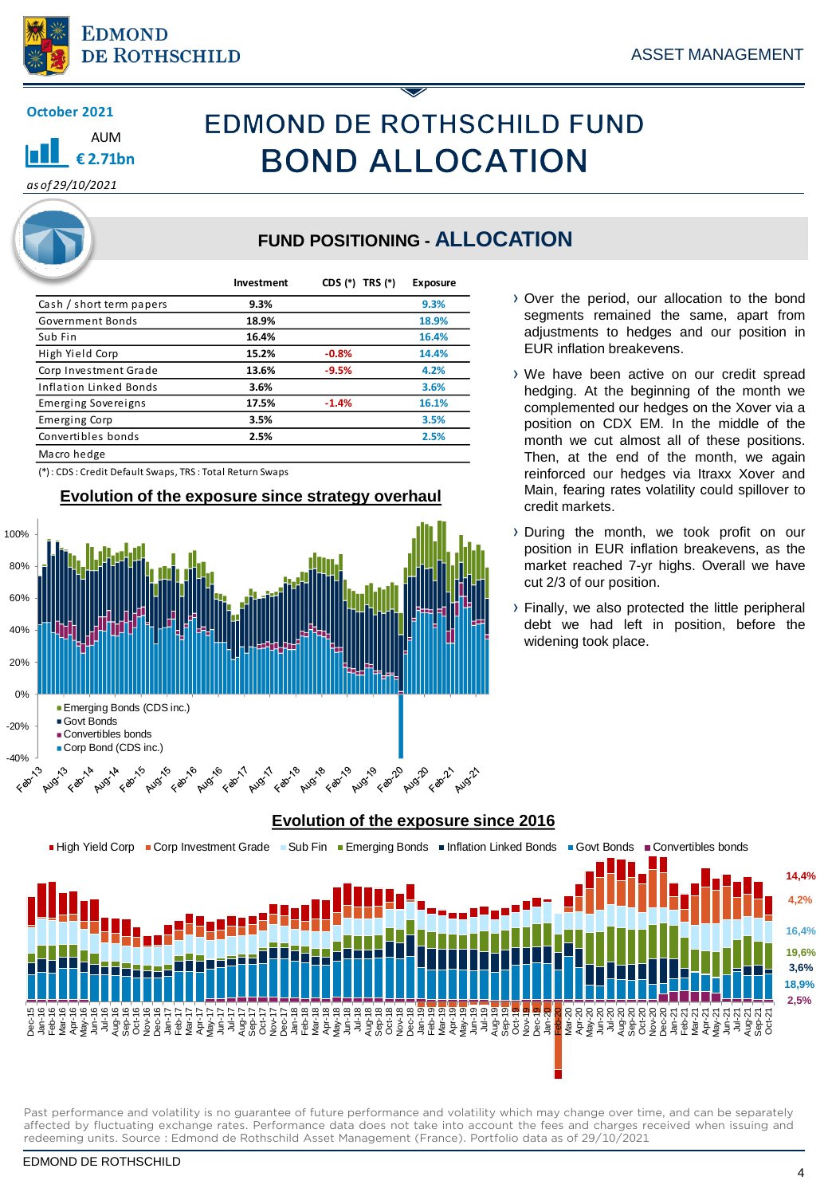October 2021

AUM

€ 2.71bn

*as of 29/10/2021*

# EDMOND DE ROTHSCHILD FUND
# BOND ALLOCATION

## FUND POSITIONING - ALLOCATION

| | Investment | CDS (*) | TRS (*) | Exposure |
|---|---|---|---|---|
| Cash / short term papers | 9.3% | | | 9.3% |
| Government Bonds | 18.9% | | | 18.9% |
| Sub Fin | 16.4% | | | 16.4% |
| High Yield Corp | 15.2% | -0.8% | | 14.4% |
| Corp Investment Grade | 13.6% | -9.5% | | 4.2% |
| Inflation Linked Bonds | 3.6% | | | 3.6% |
| Emerging Sovereigns | 17.5% | -1.4% | | 16.1% |
| Emerging Corp | 3.5% | | | 3.5% |
| Convertibles bonds | 2.5% | | | 2.5% |
| Macro hedge | | | | |

(*) : CDS : Credit Default Swaps, TRS : Total Return Swaps

### Evolution of the exposure since strategy overhaul

- Emerging Bonds (CDS inc.)
- Govt Bonds
- Convertibles bonds
- Corp Bond (CDS inc.)

### Evolution of the exposure since 2016

High Yield Corp: 14,4% | Corp Investment Grade: 4,2% | Sub Fin: 16,4% | Emerging Bonds: 19,6% | Inflation Linked Bonds: 3,6% | Govt Bonds: 18,9% | Convertibles bonds: 2,5%

- Over the period, our allocation to the bond segments remained the same, apart from adjustments to hedges and our position in EUR inflation breakevens.
- We have been active on our credit spread hedging. At the beginning of the month we complemented our hedges on the Xover via a position on CDX EM. In the middle of the month we cut almost all of these positions. Then, at the end of the month, we again reinforced our hedges via Itraxx Xover and Main, fearing rates volatility could spillover to credit markets.
- During the month, we took profit on our position in EUR inflation breakevens, as the market reached 7-yr highs. Overall we have cut 2/3 of our position.
- Finally, we also protected the little peripheral debt we had left in position, before the widening took place.

Past performance and volatility is no guarantee of future performance and volatility which may change over time, and can be separately affected by fluctuating exchange rates. Performance data does not take into account the fees and charges received when issuing and redeeming units. Source : Edmond de Rothschild Asset Management (France). Portfolio data as of 29/10/2021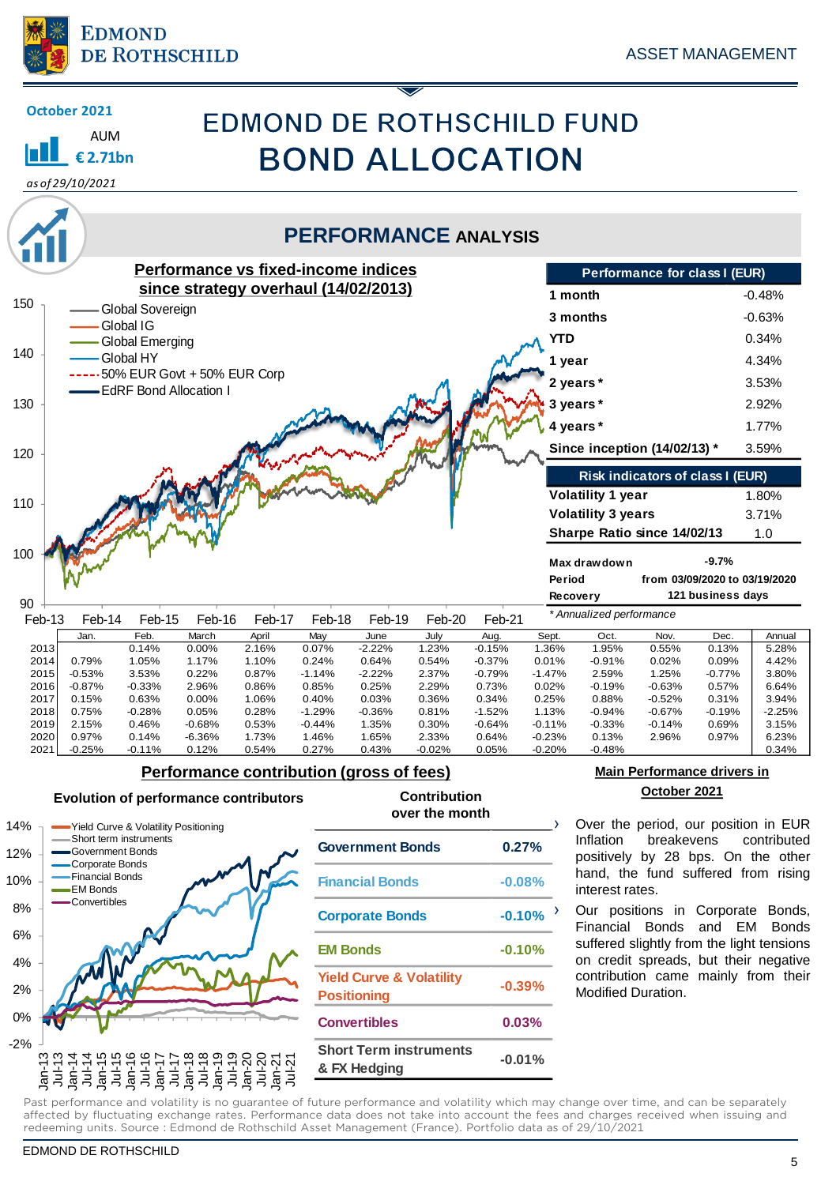October 2021

AUM
€ 2.71bn
*as of 29/10/2021*

# EDMOND DE ROTHSCHILD FUND
# BOND ALLOCATION

## PERFORMANCE ANALYSIS

### Performance vs fixed-income indices since strategy overhaul (14/02/2013)

Legend: Global Sovereign; Global IG; Global Emerging; Global HY; 50% EUR Govt + 50% EUR Corp; EdRF Bond Allocation I

| Performance for class I (EUR) | |
|---|---|
| 1 month | -0.48% |
| 3 months | -0.63% |
| YTD | 0.34% |
| 1 year | 4.34% |
| 2 years * | 3.53% |
| 3 years * | 2.92% |
| 4 years * | 1.77% |
| Since inception (14/02/13) * | 3.59% |

| Risk indicators of class I (EUR) | |
|---|---|
| Volatility 1 year | 1.80% |
| Volatility 3 years | 3.71% |
| Sharpe Ratio since 14/02/13 | 1.0 |

| | |
|---|---|
| Max drawdown | -9.7% |
| Period | from 03/09/2020 to 03/19/2020 |
| Recovery | 121 business days |

*\* Annualized performance*

| | Jan. | Feb. | March | April | May | June | July | Aug. | Sept. | Oct. | Nov. | Dec. | Annual |
|---|---|---|---|---|---|---|---|---|---|---|---|---|---|
| 2013 | | 0.14% | 0.00% | 2.16% | 0.07% | -2.22% | 1.23% | -0.15% | 1.36% | 1.95% | 0.55% | 0.13% | 5.28% |
| 2014 | 0.79% | 1.05% | 1.17% | 1.10% | 0.24% | 0.64% | 0.54% | -0.37% | 0.01% | -0.91% | 0.02% | 0.09% | 4.42% |
| 2015 | -0.53% | 3.53% | 0.22% | 0.87% | -1.14% | -2.22% | 2.37% | -0.79% | -1.47% | 2.59% | 1.25% | -0.77% | 3.80% |
| 2016 | -0.87% | -0.33% | 2.96% | 0.86% | 0.85% | 0.25% | 2.29% | 0.73% | 0.02% | -0.19% | -0.63% | 0.57% | 6.64% |
| 2017 | 0.15% | 0.63% | 0.00% | 1.06% | 0.40% | 0.03% | 0.36% | 0.34% | 0.25% | 0.88% | -0.52% | 0.31% | 3.94% |
| 2018 | 0.75% | -0.28% | 0.05% | 0.28% | -1.29% | -0.36% | 0.81% | -1.52% | 1.13% | -0.94% | -0.67% | -0.19% | -2.25% |
| 2019 | 2.15% | 0.46% | -0.68% | 0.53% | -0.44% | 1.35% | 0.30% | -0.64% | -0.11% | -0.33% | -0.14% | 0.69% | 3.15% |
| 2020 | 0.97% | 0.14% | -6.36% | 1.73% | 1.46% | 1.65% | 2.33% | 0.64% | -0.23% | 0.13% | 2.96% | 0.97% | 6.23% |
| 2021 | -0.25% | -0.11% | 0.12% | 0.54% | 0.27% | 0.43% | -0.02% | 0.05% | -0.20% | -0.48% | | | 0.34% |

### Performance contribution (gross of fees)

**Evolution of performance contributors**

Legend: Yield Curve & Volatility Positioning; Short term instruments; Government Bonds; Corporate Bonds; Financial Bonds; EM Bonds; Convertibles

| Contribution over the month | |
|---|---|
| Government Bonds | 0.27% |
| Financial Bonds | -0.08% |
| Corporate Bonds | -0.10% |
| EM Bonds | -0.10% |
| Yield Curve & Volatility Positioning | -0.39% |
| Convertibles | 0.03% |
| Short Term instruments & FX Hedging | -0.01% |

### Main Performance drivers in October 2021

Over the period, our position in EUR Inflation breakevens contributed positively by 28 bps. On the other hand, the fund suffered from rising interest rates.

Our positions in Corporate Bonds, Financial Bonds and EM Bonds suffered slightly from the light tensions on credit spreads, but their negative contribution came mainly from their Modified Duration.

Past performance and volatility is no guarantee of future performance and volatility which may change over time, and can be separately affected by fluctuating exchange rates. Performance data does not take into account the fees and charges received when issuing and redeeming units. Source : Edmond de Rothschild Asset Management (France). Portfolio data as of 29/10/2021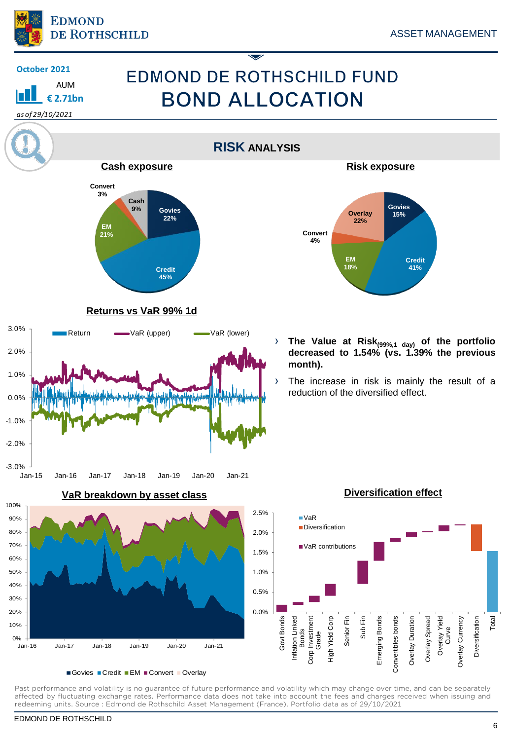October 2021

AUM

**€ 2.71bn**

*as of 29/10/2021*

# EDMOND DE ROTHSCHILD FUND
# BOND ALLOCATION

## RISK ANALYSIS

### Cash exposure

| Asset class | Exposure |
|---|---|
| Govies | 22% |
| Credit | 45% |
| EM | 21% |
| Convert | 3% |
| Cash | 9% |

### Risk exposure

| Asset class | Exposure |
|---|---|
| Govies | 15% |
| Credit | 41% |
| EM | 18% |
| Convert | 4% |
| Overlay | 22% |

### Returns vs VaR 99% 1d

Legend: Return, VaR (upper), VaR (lower)

- **The Value at Risk$_{(99\%,1\ day)}$ of the portfolio decreased to 1.54% (vs. 1.39% the previous month).**
- The increase in risk is mainly the result of a reduction of the diversified effect.

### VaR breakdown by asset class

Legend: Govies, Credit, EM, Convert, Overlay

### Diversification effect

Legend: VaR, Diversification, VaR contributions

Categories: Govt Bonds, Inflation Linked Bonds, Corp Investment Grade, High Yield Corp, Senior Fin, Sub Fin, Emerging Bonds, Convertibles bonds, Overlay Duration, Overlay Spread, Overlay Yield Curve, Overlay Currency, Diversification, Total

Past performance and volatility is no guarantee of future performance and volatility which may change over time, and can be separately affected by fluctuating exchange rates. Performance data does not take into account the fees and charges received when issuing and redeeming units. Source : Edmond de Rothschild Asset Management (France). Portfolio data as of 29/10/2021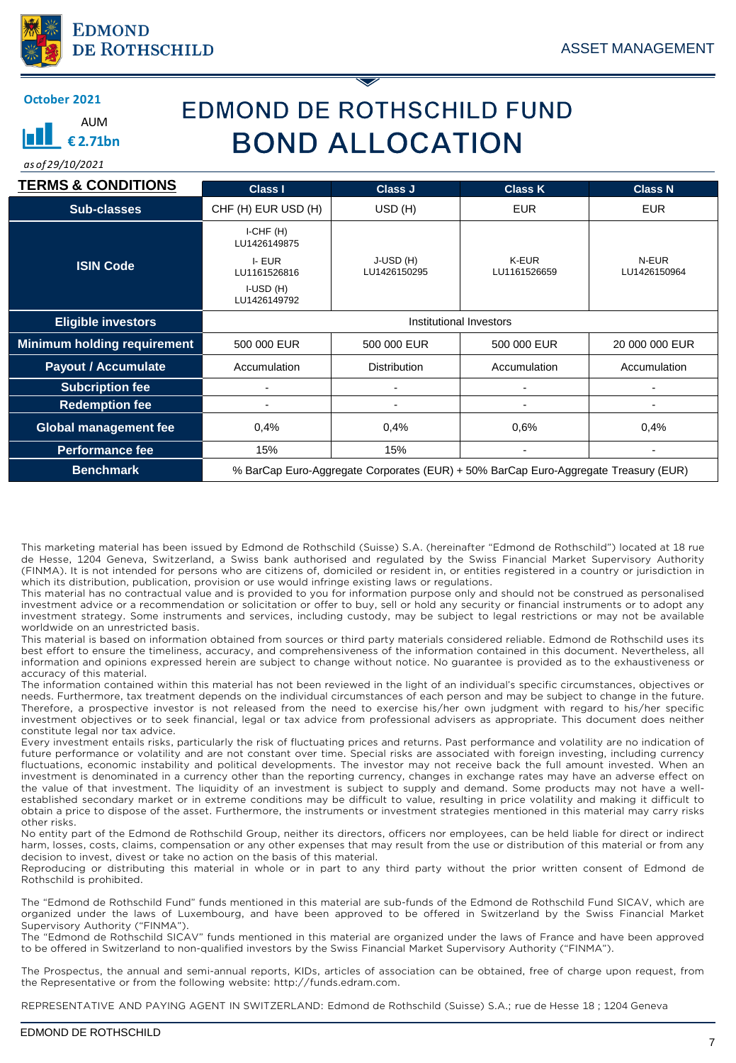October 2021

AUM

€ 2.71bn

*as of 29/10/2021*

# EDMOND DE ROTHSCHILD FUND
# BOND ALLOCATION

| TERMS & CONDITIONS | Class I | Class J | Class K | Class N |
|---|---|---|---|---|
| **Sub-classes** | CHF (H) EUR USD (H) | USD (H) | EUR | EUR |
| **ISIN Code** | I-CHF (H) LU1426149875<br>I- EUR LU1161526816<br>I-USD (H) LU1426149792 | J-USD (H) LU1426150295 | K-EUR LU1161526659 | N-EUR LU1426150964 |
| **Eligible investors** | Institutional Investors | | | |
| **Minimum holding requirement** | 500 000 EUR | 500 000 EUR | 500 000 EUR | 20 000 000 EUR |
| **Payout / Accumulate** | Accumulation | Distribution | Accumulation | Accumulation |
| **Subcription fee** | - | - | - | - |
| **Redemption fee** | - | - | - | - |
| **Global management fee** | 0,4% | 0,4% | 0,6% | 0,4% |
| **Performance fee** | 15% | 15% | - | - |
| **Benchmark** | % BarCap Euro-Aggregate Corporates (EUR) + 50% BarCap Euro-Aggregate Treasury (EUR) | | | |

This marketing material has been issued by Edmond de Rothschild (Suisse) S.A. (hereinafter "Edmond de Rothschild") located at 18 rue de Hesse, 1204 Geneva, Switzerland, a Swiss bank authorised and regulated by the Swiss Financial Market Supervisory Authority (FINMA). It is not intended for persons who are citizens of, domiciled or resident in, or entities registered in a country or jurisdiction in which its distribution, publication, provision or use would infringe existing laws or regulations.
This material has no contractual value and is provided to you for information purpose only and should not be construed as personalised investment advice or a recommendation or solicitation or offer to buy, sell or hold any security or financial instruments or to adopt any investment strategy. Some instruments and services, including custody, may be subject to legal restrictions or may not be available worldwide on an unrestricted basis.
This material is based on information obtained from sources or third party materials considered reliable. Edmond de Rothschild uses its best effort to ensure the timeliness, accuracy, and comprehensiveness of the information contained in this document. Nevertheless, all information and opinions expressed herein are subject to change without notice. No guarantee is provided as to the exhaustiveness or accuracy of this material.
The information contained within this material has not been reviewed in the light of an individual's specific circumstances, objectives or needs. Furthermore, tax treatment depends on the individual circumstances of each person and may be subject to change in the future. Therefore, a prospective investor is not released from the need to exercise his/her own judgment with regard to his/her specific investment objectives or to seek financial, legal or tax advice from professional advisers as appropriate. This document does neither constitute legal nor tax advice.
Every investment entails risks, particularly the risk of fluctuating prices and returns. Past performance and volatility are no indication of future performance or volatility and are not constant over time. Special risks are associated with foreign investing, including currency fluctuations, economic instability and political developments. The investor may not receive back the full amount invested. When an investment is denominated in a currency other than the reporting currency, changes in exchange rates may have an adverse effect on the value of that investment. The liquidity of an investment is subject to supply and demand. Some products may not have a well-established secondary market or in extreme conditions may be difficult to value, resulting in price volatility and making it difficult to obtain a price to dispose of the asset. Furthermore, the instruments or investment strategies mentioned in this material may carry risks other risks.
No entity part of the Edmond de Rothschild Group, neither its directors, officers nor employees, can be held liable for direct or indirect harm, losses, costs, claims, compensation or any other expenses that may result from the use or distribution of this material or from any decision to invest, divest or take no action on the basis of this material.
Reproducing or distributing this material in whole or in part to any third party without the prior written consent of Edmond de Rothschild is prohibited.

The "Edmond de Rothschild Fund" funds mentioned in this material are sub-funds of the Edmond de Rothschild Fund SICAV, which are organized under the laws of Luxembourg, and have been approved to be offered in Switzerland by the Swiss Financial Market Supervisory Authority ("FINMA").
The "Edmond de Rothschild SICAV" funds mentioned in this material are organized under the laws of France and have been approved to be offered in Switzerland to non-qualified investors by the Swiss Financial Market Supervisory Authority ("FINMA").

The Prospectus, the annual and semi-annual reports, KIDs, articles of association can be obtained, free of charge upon request, from the Representative or from the following website: http://funds.edram.com.

REPRESENTATIVE AND PAYING AGENT IN SWITZERLAND: Edmond de Rothschild (Suisse) S.A.; rue de Hesse 18 ; 1204 Geneva